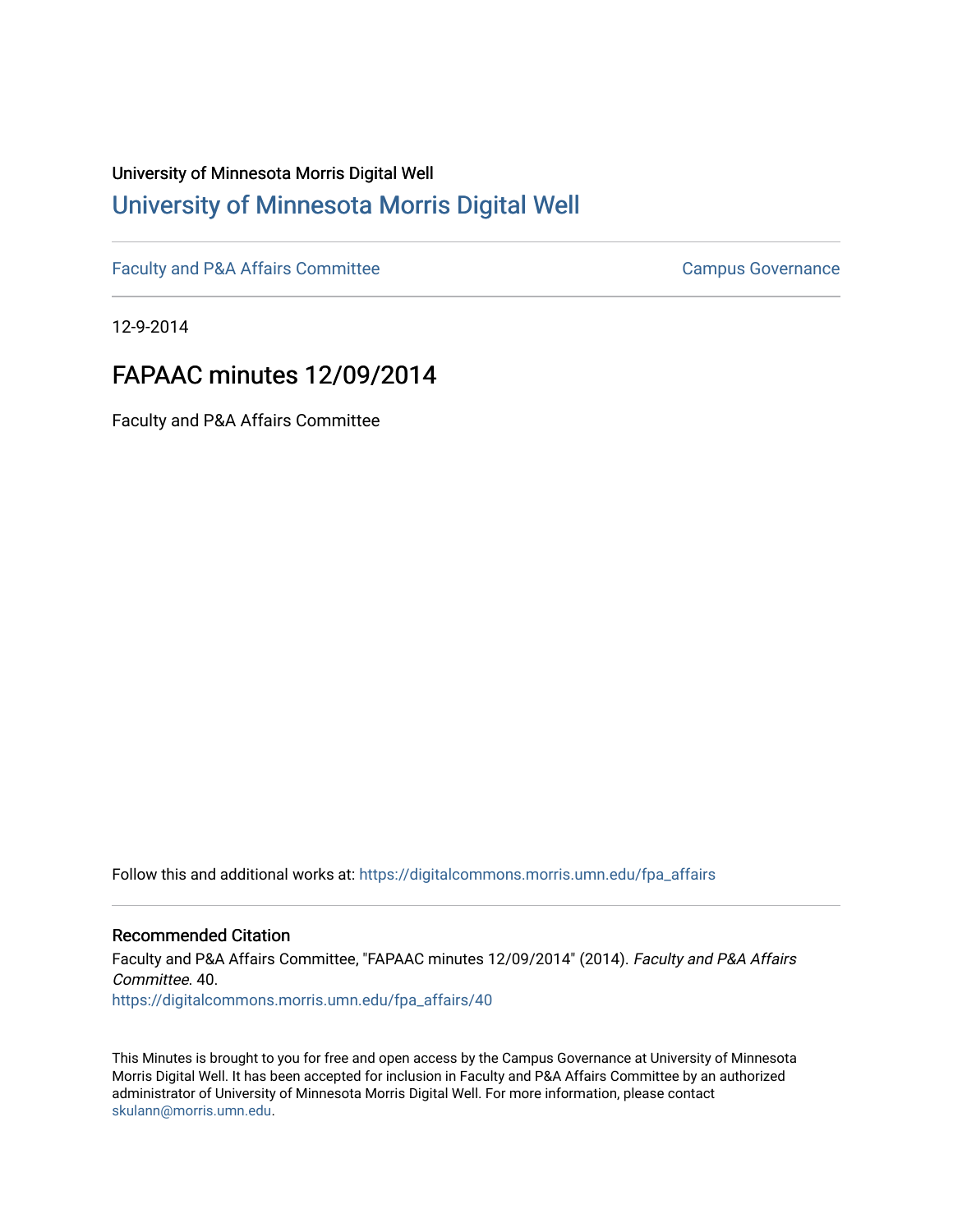University of Minnesota Morris Digital Well

# University of Minnesota Morris Digital Well

Faculty and P&A Affairs Committee | Campus Governance

12-9-2014

## FAPAAC minutes 12/09/2014

Faculty and P&A Affairs Committee

Follow this and additional works at: https://digitalcommons.morris.umn.edu/fpa_affairs

### Recommended Citation

Faculty and P&A Affairs Committee, "FAPAAC minutes 12/09/2014" (2014). *Faculty and P&A Affairs Committee*. 40.
https://digitalcommons.morris.umn.edu/fpa_affairs/40

This Minutes is brought to you for free and open access by the Campus Governance at University of Minnesota Morris Digital Well. It has been accepted for inclusion in Faculty and P&A Affairs Committee by an authorized administrator of University of Minnesota Morris Digital Well. For more information, please contact skulann@morris.umn.edu.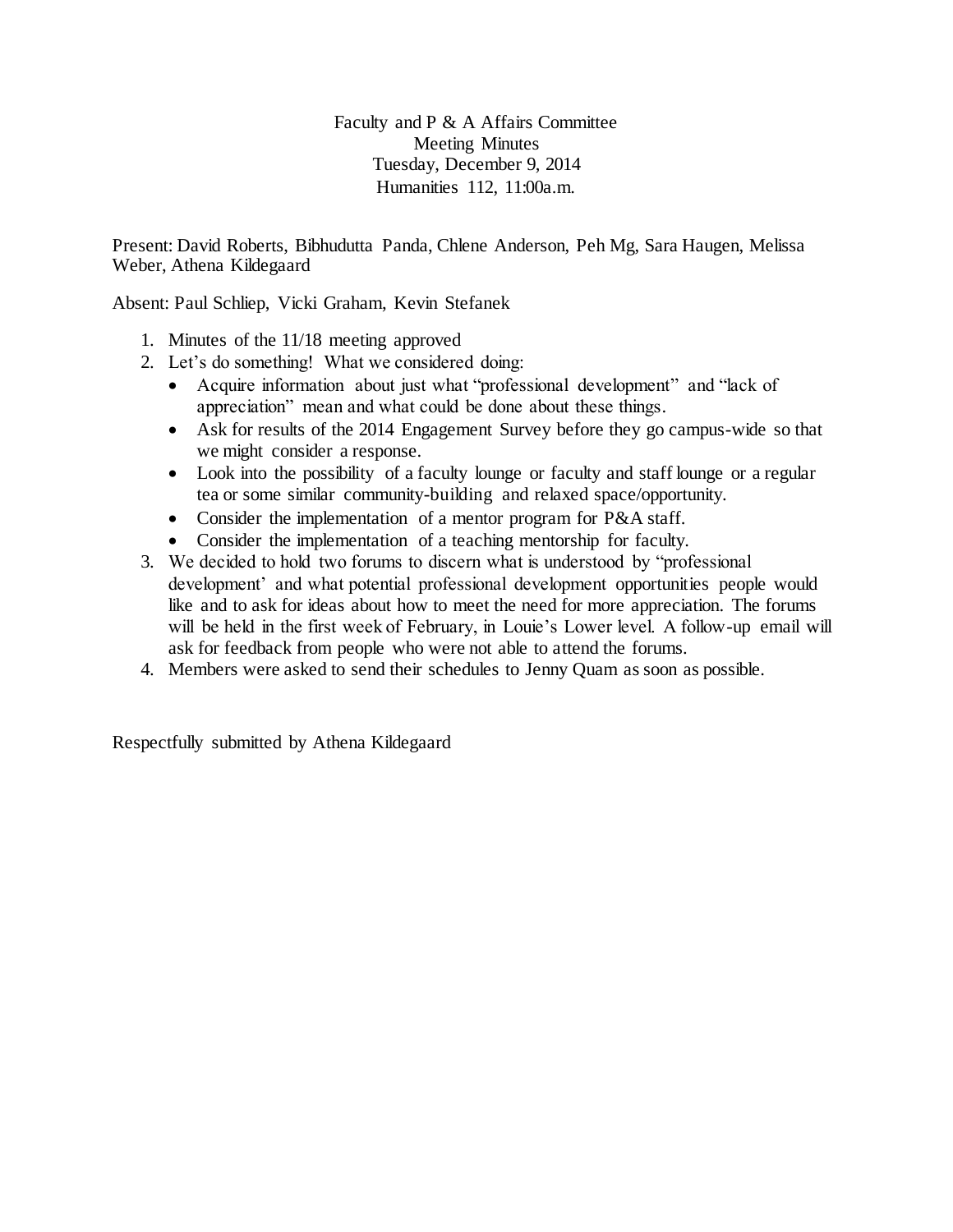Faculty and P & A Affairs Committee
Meeting Minutes
Tuesday, December 9, 2014
Humanities 112, 11:00a.m.

Present: David Roberts, Bibhudutta Panda, Chlene Anderson, Peh Mg, Sara Haugen, Melissa Weber, Athena Kildegaard

Absent: Paul Schliep, Vicki Graham, Kevin Stefanek

1. Minutes of the 11/18 meeting approved
2. Let's do something! What we considered doing:
   - Acquire information about just what "professional development" and "lack of appreciation" mean and what could be done about these things.
   - Ask for results of the 2014 Engagement Survey before they go campus-wide so that we might consider a response.
   - Look into the possibility of a faculty lounge or faculty and staff lounge or a regular tea or some similar community-building and relaxed space/opportunity.
   - Consider the implementation of a mentor program for P&A staff.
   - Consider the implementation of a teaching mentorship for faculty.
3. We decided to hold two forums to discern what is understood by "professional development' and what potential professional development opportunities people would like and to ask for ideas about how to meet the need for more appreciation. The forums will be held in the first week of February, in Louie's Lower level. A follow-up email will ask for feedback from people who were not able to attend the forums.
4. Members were asked to send their schedules to Jenny Quam as soon as possible.

Respectfully submitted by Athena Kildegaard